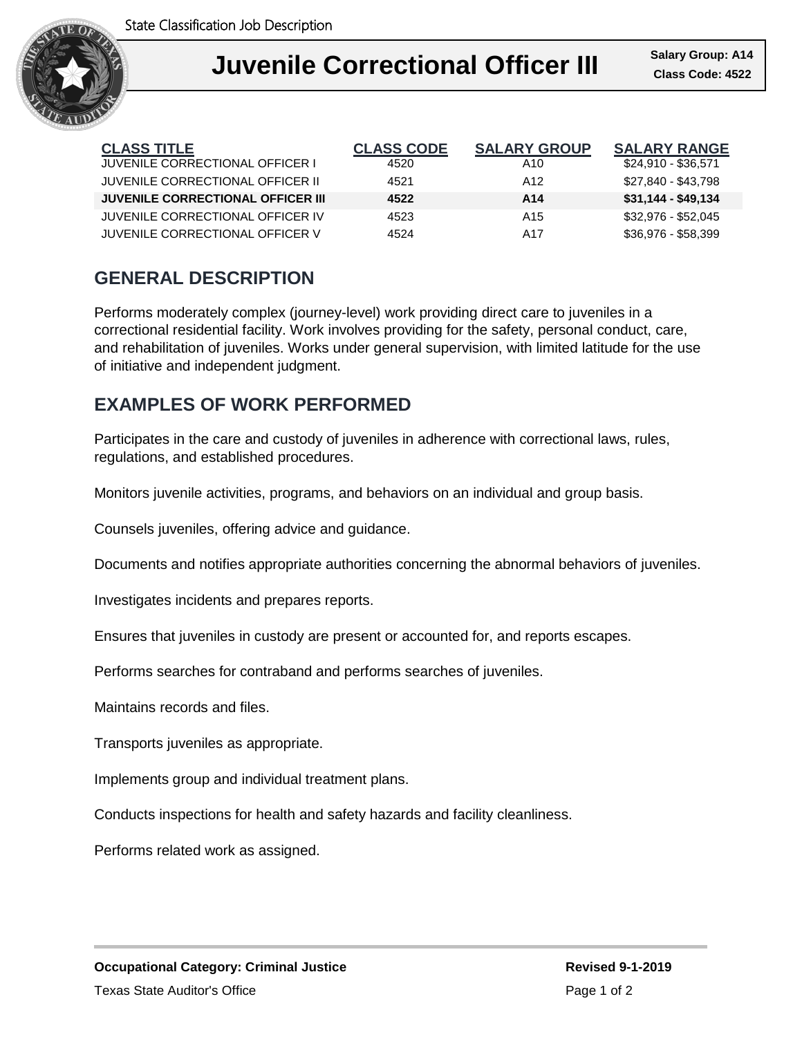State Classification Job Description

# Juvenile Correctional Officer III

**Salary Group: A14**
**Class Code: 4522**

| CLASS TITLE | CLASS CODE | SALARY GROUP | SALARY RANGE |
|---|---|---|---|
| JUVENILE CORRECTIONAL OFFICER I | 4520 | A10 | $24,910 - $36,571 |
| JUVENILE CORRECTIONAL OFFICER II | 4521 | A12 | $27,840 - $43,798 |
| **JUVENILE CORRECTIONAL OFFICER III** | **4522** | **A14** | **$31,144 - $49,134** |
| JUVENILE CORRECTIONAL OFFICER IV | 4523 | A15 | $32,976 - $52,045 |
| JUVENILE CORRECTIONAL OFFICER V | 4524 | A17 | $36,976 - $58,399 |

## GENERAL DESCRIPTION

Performs moderately complex (journey-level) work providing direct care to juveniles in a correctional residential facility. Work involves providing for the safety, personal conduct, care, and rehabilitation of juveniles. Works under general supervision, with limited latitude for the use of initiative and independent judgment.

## EXAMPLES OF WORK PERFORMED

Participates in the care and custody of juveniles in adherence with correctional laws, rules, regulations, and established procedures.

Monitors juvenile activities, programs, and behaviors on an individual and group basis.

Counsels juveniles, offering advice and guidance.

Documents and notifies appropriate authorities concerning the abnormal behaviors of juveniles.

Investigates incidents and prepares reports.

Ensures that juveniles in custody are present or accounted for, and reports escapes.

Performs searches for contraband and performs searches of juveniles.

Maintains records and files.

Transports juveniles as appropriate.

Implements group and individual treatment plans.

Conducts inspections for health and safety hazards and facility cleanliness.

Performs related work as assigned.

**Occupational Category: Criminal Justice**

**Revised 9-1-2019**

Texas State Auditor's Office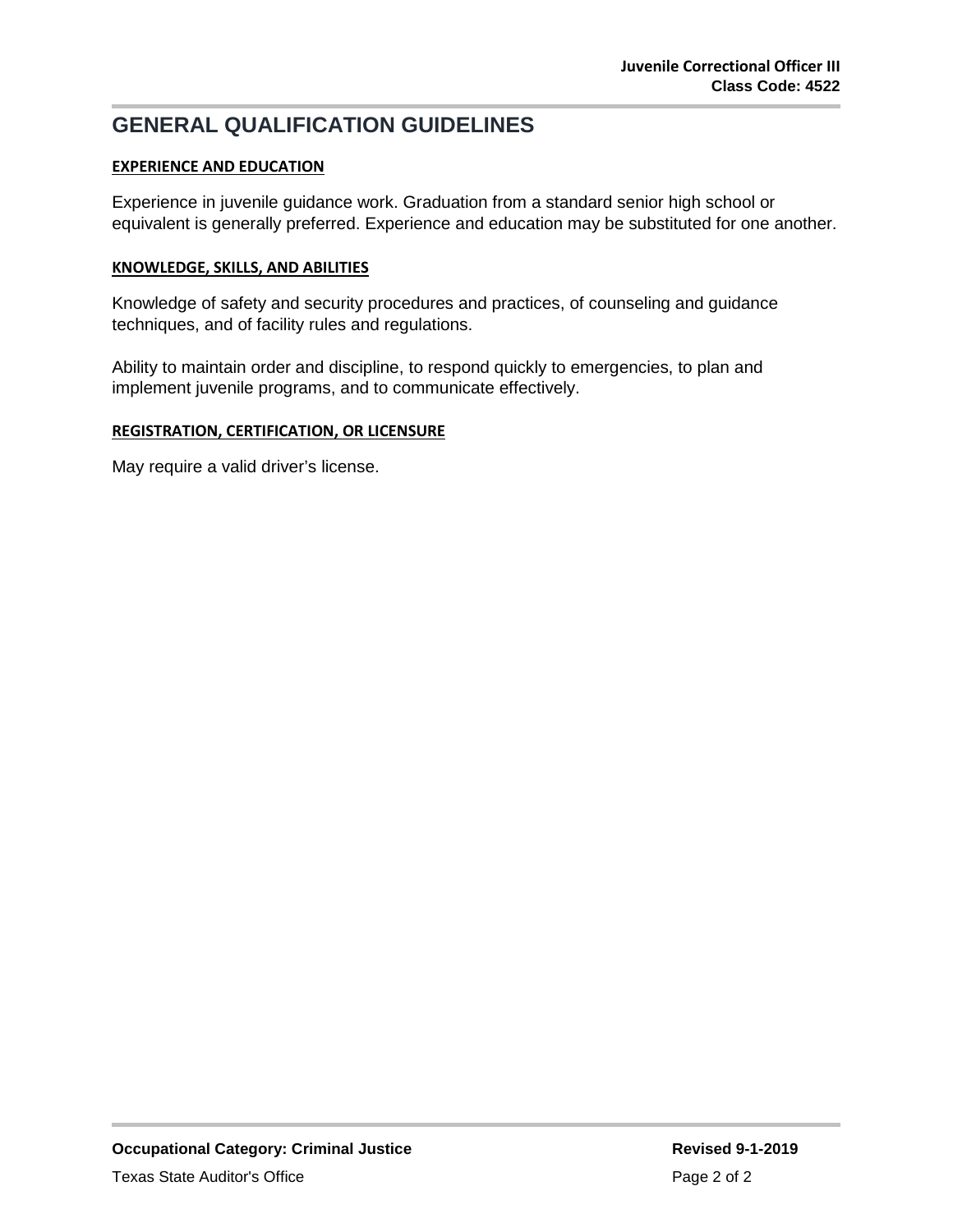## GENERAL QUALIFICATION GUIDELINES

### EXPERIENCE AND EDUCATION

Experience in juvenile guidance work. Graduation from a standard senior high school or equivalent is generally preferred. Experience and education may be substituted for one another.

### KNOWLEDGE, SKILLS, AND ABILITIES

Knowledge of safety and security procedures and practices, of counseling and guidance techniques, and of facility rules and regulations.

Ability to maintain order and discipline, to respond quickly to emergencies, to plan and implement juvenile programs, and to communicate effectively.

### REGISTRATION, CERTIFICATION, OR LICENSURE

May require a valid driver's license.